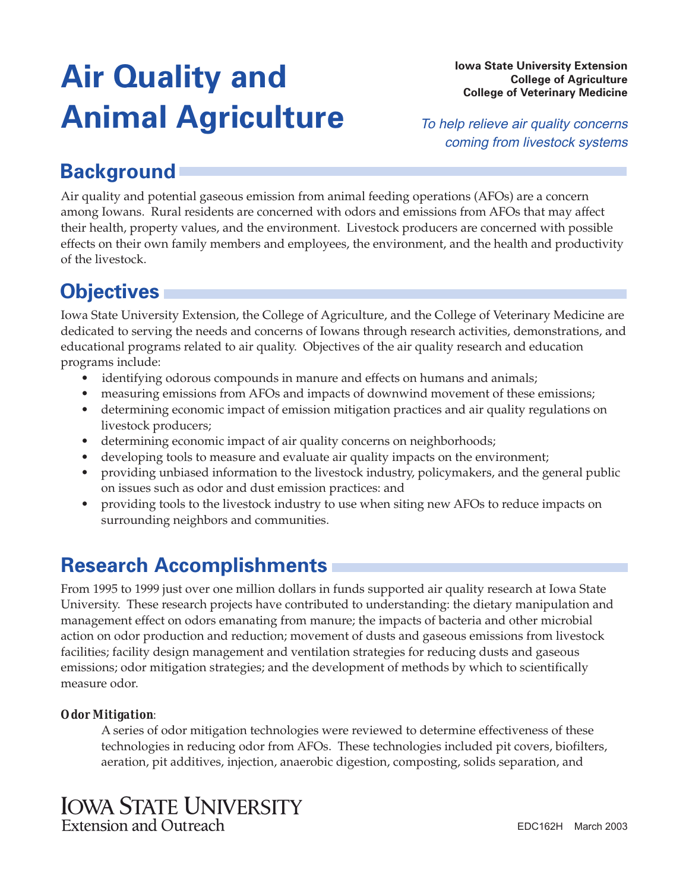# Air Quality and Animal Agriculture

**Iowa State University Extension**
**College of Agriculture**
**College of Veterinary Medicine**

*To help relieve air quality concerns coming from livestock systems*

## Background

Air quality and potential gaseous emission from animal feeding operations (AFOs) are a concern among Iowans. Rural residents are concerned with odors and emissions from AFOs that may affect their health, property values, and the environment. Livestock producers are concerned with possible effects on their own family members and employees, the environment, and the health and productivity of the livestock.

## Objectives

Iowa State University Extension, the College of Agriculture, and the College of Veterinary Medicine are dedicated to serving the needs and concerns of Iowans through research activities, demonstrations, and educational programs related to air quality. Objectives of the air quality research and education programs include:

- identifying odorous compounds in manure and effects on humans and animals;
- measuring emissions from AFOs and impacts of downwind movement of these emissions;
- determining economic impact of emission mitigation practices and air quality regulations on livestock producers;
- determining economic impact of air quality concerns on neighborhoods;
- developing tools to measure and evaluate air quality impacts on the environment;
- providing unbiased information to the livestock industry, policymakers, and the general public on issues such as odor and dust emission practices: and
- providing tools to the livestock industry to use when siting new AFOs to reduce impacts on surrounding neighbors and communities.

## Research Accomplishments

From 1995 to 1999 just over one million dollars in funds supported air quality research at Iowa State University. These research projects have contributed to understanding: the dietary manipulation and management effect on odors emanating from manure; the impacts of bacteria and other microbial action on odor production and reduction; movement of dusts and gaseous emissions from livestock facilities; facility design management and ventilation strategies for reducing dusts and gaseous emissions; odor mitigation strategies; and the development of methods by which to scientifically measure odor.

***Odor Mitigation***:

A series of odor mitigation technologies were reviewed to determine effectiveness of these technologies in reducing odor from AFOs. These technologies included pit covers, biofilters, aeration, pit additives, injection, anaerobic digestion, composting, solids separation, and

Iowa State University
Extension and Outreach

EDC162H March 2003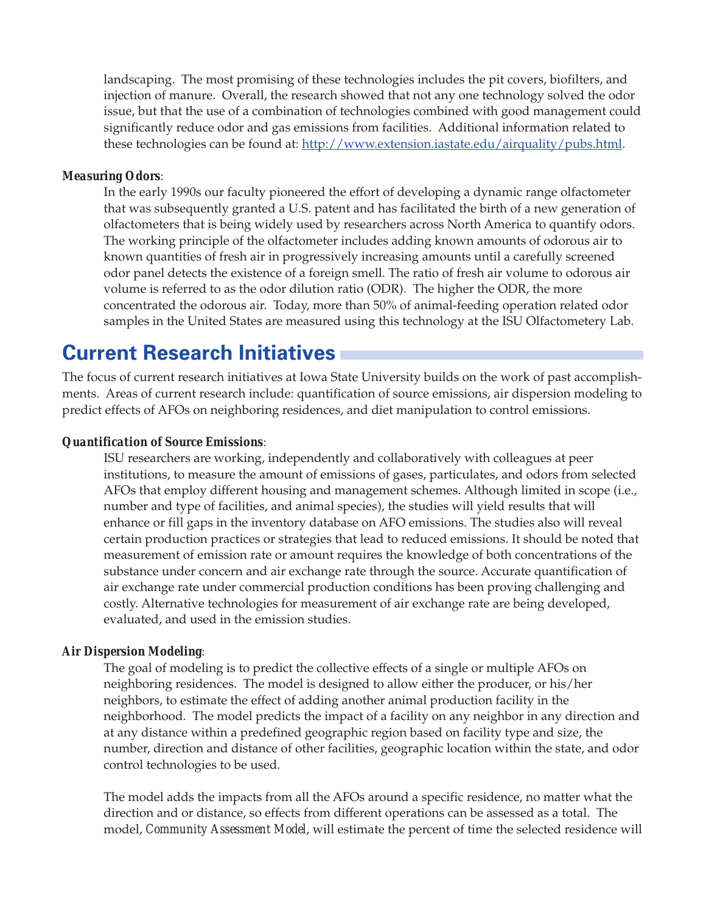landscaping. The most promising of these technologies includes the pit covers, biofilters, and injection of manure. Overall, the research showed that not any one technology solved the odor issue, but that the use of a combination of technologies combined with good management could significantly reduce odor and gas emissions from facilities. Additional information related to these technologies can be found at: http://www.extension.iastate.edu/airquality/pubs.html.

***Measuring Odors***:

In the early 1990s our faculty pioneered the effort of developing a dynamic range olfactometer that was subsequently granted a U.S. patent and has facilitated the birth of a new generation of olfactometers that is being widely used by researchers across North America to quantify odors. The working principle of the olfactometer includes adding known amounts of odorous air to known quantities of fresh air in progressively increasing amounts until a carefully screened odor panel detects the existence of a foreign smell. The ratio of fresh air volume to odorous air volume is referred to as the odor dilution ratio (ODR). The higher the ODR, the more concentrated the odorous air. Today, more than 50% of animal-feeding operation related odor samples in the United States are measured using this technology at the ISU Olfactometery Lab.

## Current Research Initiatives

The focus of current research initiatives at Iowa State University builds on the work of past accomplishments. Areas of current research include: quantification of source emissions, air dispersion modeling to predict effects of AFOs on neighboring residences, and diet manipulation to control emissions.

***Quantification of Source Emissions***:

ISU researchers are working, independently and collaboratively with colleagues at peer institutions, to measure the amount of emissions of gases, particulates, and odors from selected AFOs that employ different housing and management schemes. Although limited in scope (i.e., number and type of facilities, and animal species), the studies will yield results that will enhance or fill gaps in the inventory database on AFO emissions. The studies also will reveal certain production practices or strategies that lead to reduced emissions. It should be noted that measurement of emission rate or amount requires the knowledge of both concentrations of the substance under concern and air exchange rate through the source. Accurate quantification of air exchange rate under commercial production conditions has been proving challenging and costly. Alternative technologies for measurement of air exchange rate are being developed, evaluated, and used in the emission studies.

***Air Dispersion Modeling***:

The goal of modeling is to predict the collective effects of a single or multiple AFOs on neighboring residences. The model is designed to allow either the producer, or his/her neighbors, to estimate the effect of adding another animal production facility in the neighborhood. The model predicts the impact of a facility on any neighbor in any direction and at any distance within a predefined geographic region based on facility type and size, the number, direction and distance of other facilities, geographic location within the state, and odor control technologies to be used.

The model adds the impacts from all the AFOs around a specific residence, no matter what the direction and or distance, so effects from different operations can be assessed as a total. The model, *Community Assessment Model*, will estimate the percent of time the selected residence will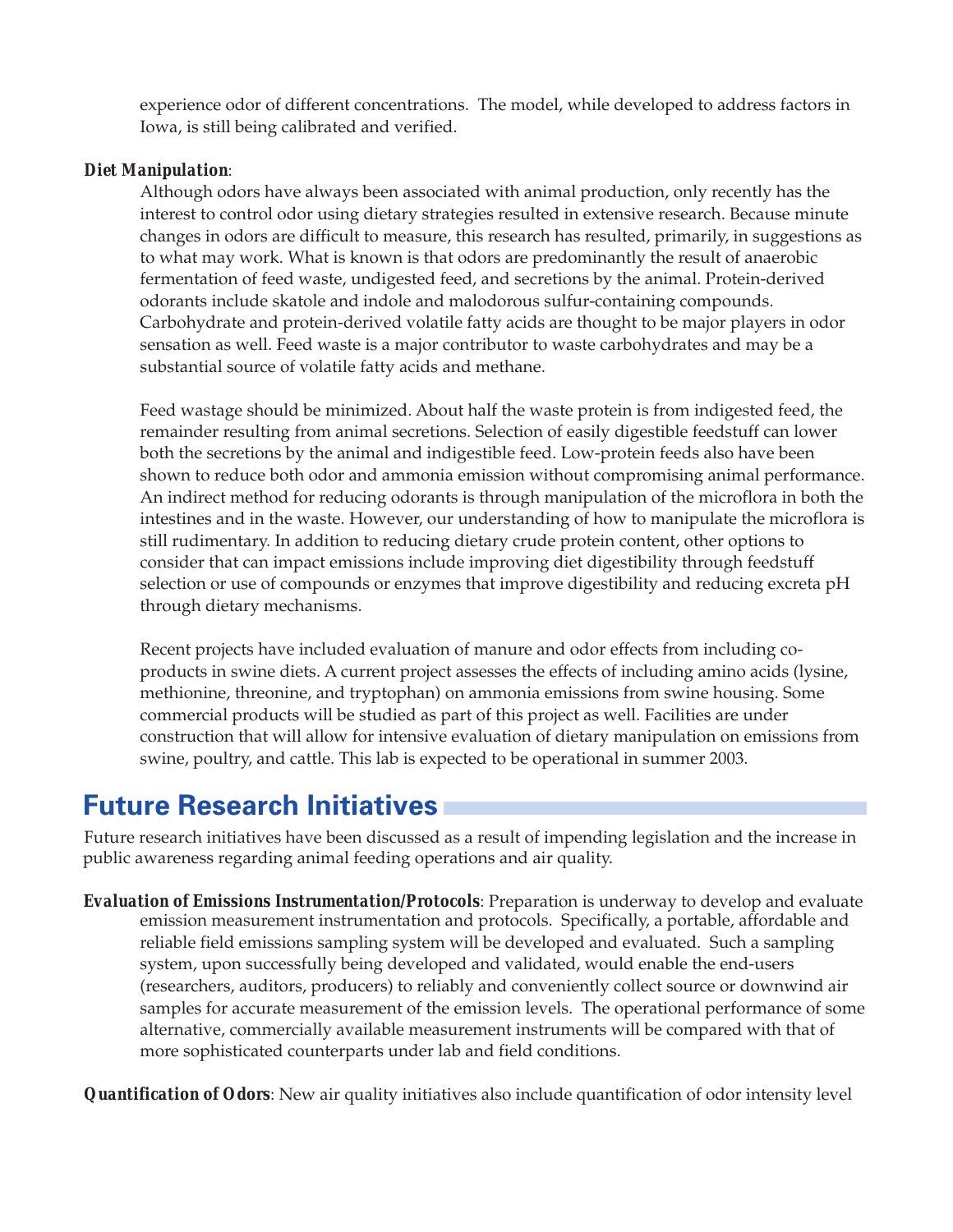experience odor of different concentrations. The model, while developed to address factors in Iowa, is still being calibrated and verified.

***Diet Manipulation***:

Although odors have always been associated with animal production, only recently has the interest to control odor using dietary strategies resulted in extensive research. Because minute changes in odors are difficult to measure, this research has resulted, primarily, in suggestions as to what may work. What is known is that odors are predominantly the result of anaerobic fermentation of feed waste, undigested feed, and secretions by the animal. Protein-derived odorants include skatole and indole and malodorous sulfur-containing compounds. Carbohydrate and protein-derived volatile fatty acids are thought to be major players in odor sensation as well. Feed waste is a major contributor to waste carbohydrates and may be a substantial source of volatile fatty acids and methane.

Feed wastage should be minimized. About half the waste protein is from indigested feed, the remainder resulting from animal secretions. Selection of easily digestible feedstuff can lower both the secretions by the animal and indigestible feed. Low-protein feeds also have been shown to reduce both odor and ammonia emission without compromising animal performance. An indirect method for reducing odorants is through manipulation of the microflora in both the intestines and in the waste. However, our understanding of how to manipulate the microflora is still rudimentary. In addition to reducing dietary crude protein content, other options to consider that can impact emissions include improving diet digestibility through feedstuff selection or use of compounds or enzymes that improve digestibility and reducing excreta pH through dietary mechanisms.

Recent projects have included evaluation of manure and odor effects from including co-products in swine diets. A current project assesses the effects of including amino acids (lysine, methionine, threonine, and tryptophan) on ammonia emissions from swine housing. Some commercial products will be studied as part of this project as well. Facilities are under construction that will allow for intensive evaluation of dietary manipulation on emissions from swine, poultry, and cattle. This lab is expected to be operational in summer 2003.

## Future Research Initiatives

Future research initiatives have been discussed as a result of impending legislation and the increase in public awareness regarding animal feeding operations and air quality.

***Evaluation of Emissions Instrumentation/Protocols***: Preparation is underway to develop and evaluate emission measurement instrumentation and protocols. Specifically, a portable, affordable and reliable field emissions sampling system will be developed and evaluated. Such a sampling system, upon successfully being developed and validated, would enable the end-users (researchers, auditors, producers) to reliably and conveniently collect source or downwind air samples for accurate measurement of the emission levels. The operational performance of some alternative, commercially available measurement instruments will be compared with that of more sophisticated counterparts under lab and field conditions.

***Quantification of Odors***: New air quality initiatives also include quantification of odor intensity level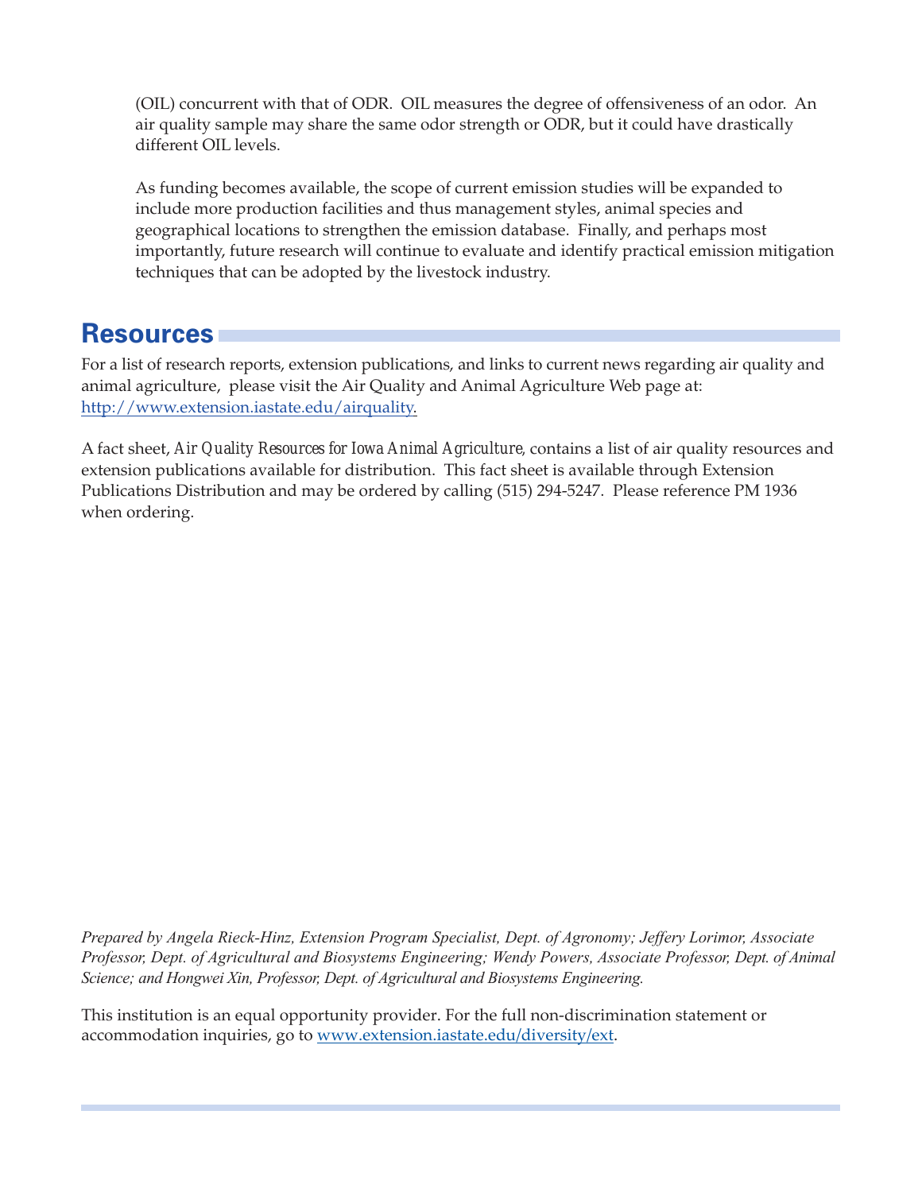(OIL) concurrent with that of ODR. OIL measures the degree of offensiveness of an odor. An air quality sample may share the same odor strength or ODR, but it could have drastically different OIL levels.

As funding becomes available, the scope of current emission studies will be expanded to include more production facilities and thus management styles, animal species and geographical locations to strengthen the emission database. Finally, and perhaps most importantly, future research will continue to evaluate and identify practical emission mitigation techniques that can be adopted by the livestock industry.

## Resources

For a list of research reports, extension publications, and links to current news regarding air quality and animal agriculture, please visit the Air Quality and Animal Agriculture Web page at: http://www.extension.iastate.edu/airquality.

A fact sheet, *Air Quality Resources for Iowa Animal Agriculture*, contains a list of air quality resources and extension publications available for distribution. This fact sheet is available through Extension Publications Distribution and may be ordered by calling (515) 294-5247. Please reference PM 1936 when ordering.

*Prepared by Angela Rieck-Hinz, Extension Program Specialist, Dept. of Agronomy; Jeffery Lorimor, Associate Professor, Dept. of Agricultural and Biosystems Engineering; Wendy Powers, Associate Professor, Dept. of Animal Science; and Hongwei Xin, Professor, Dept. of Agricultural and Biosystems Engineering.*

This institution is an equal opportunity provider. For the full non-discrimination statement or accommodation inquiries, go to www.extension.iastate.edu/diversity/ext.